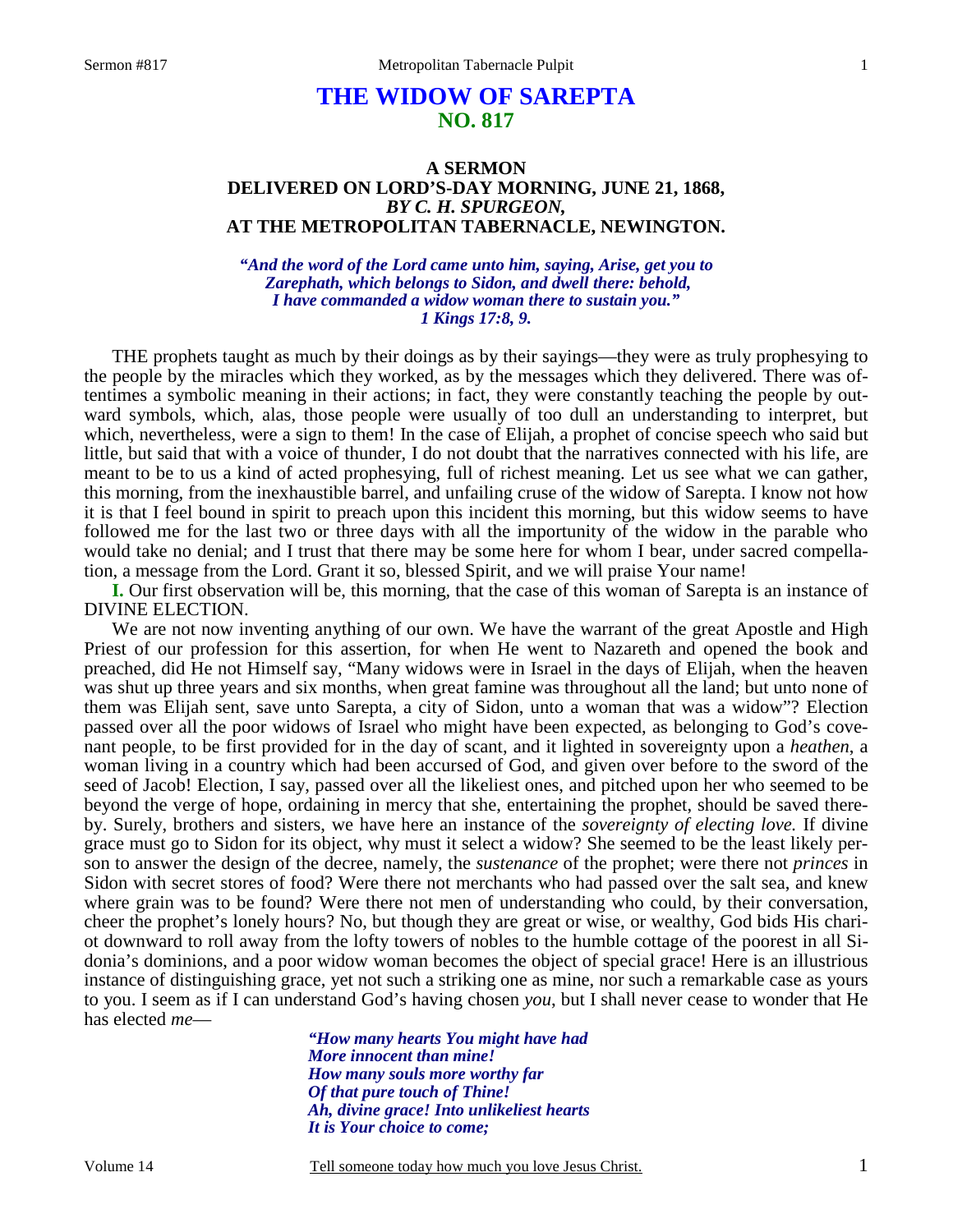# THE WIDOW OF SAREPTA
## NO. 817

### A SERMON
### DELIVERED ON LORD'S-DAY MORNING, JUNE 21, 1868,
### *BY C. H. SPURGEON,*
### AT THE METROPOLITAN TABERNACLE, NEWINGTON.

*"And the word of the Lord came unto him, saying, Arise, get you to Zarephath, which belongs to Sidon, and dwell there: behold, I have commanded a widow woman there to sustain you."*
*1 Kings 17:8, 9.*

THE prophets taught as much by their doings as by their sayings—they were as truly prophesying to the people by the miracles which they worked, as by the messages which they delivered. There was oftentimes a symbolic meaning in their actions; in fact, they were constantly teaching the people by outward symbols, which, alas, those people were usually of too dull an understanding to interpret, but which, nevertheless, were a sign to them! In the case of Elijah, a prophet of concise speech who said but little, but said that with a voice of thunder, I do not doubt that the narratives connected with his life, are meant to be to us a kind of acted prophesying, full of richest meaning. Let us see what we can gather, this morning, from the inexhaustible barrel, and unfailing cruse of the widow of Sarepta. I know not how it is that I feel bound in spirit to preach upon this incident this morning, but this widow seems to have followed me for the last two or three days with all the importunity of the widow in the parable who would take no denial; and I trust that there may be some here for whom I bear, under sacred compellation, a message from the Lord. Grant it so, blessed Spirit, and we will praise Your name!

**I.** Our first observation will be, this morning, that the case of this woman of Sarepta is an instance of DIVINE ELECTION.

We are not now inventing anything of our own. We have the warrant of the great Apostle and High Priest of our profession for this assertion, for when He went to Nazareth and opened the book and preached, did He not Himself say, "Many widows were in Israel in the days of Elijah, when the heaven was shut up three years and six months, when great famine was throughout all the land; but unto none of them was Elijah sent, save unto Sarepta, a city of Sidon, unto a woman that was a widow"? Election passed over all the poor widows of Israel who might have been expected, as belonging to God's covenant people, to be first provided for in the day of scant, and it lighted in sovereignty upon a *heathen*, a woman living in a country which had been accursed of God, and given over before to the sword of the seed of Jacob! Election, I say, passed over all the likeliest ones, and pitched upon her who seemed to be beyond the verge of hope, ordaining in mercy that she, entertaining the prophet, should be saved thereby. Surely, brothers and sisters, we have here an instance of the *sovereignty of electing love.* If divine grace must go to Sidon for its object, why must it select a widow? She seemed to be the least likely person to answer the design of the decree, namely, the *sustenance* of the prophet; were there not *princes* in Sidon with secret stores of food? Were there not merchants who had passed over the salt sea, and knew where grain was to be found? Were there not men of understanding who could, by their conversation, cheer the prophet's lonely hours? No, but though they are great or wise, or wealthy, God bids His chariot downward to roll away from the lofty towers of nobles to the humble cottage of the poorest in all Sidonia's dominions, and a poor widow woman becomes the object of special grace! Here is an illustrious instance of distinguishing grace, yet not such a striking one as mine, nor such a remarkable case as yours to you. I seem as if I can understand God's having chosen *you*, but I shall never cease to wonder that He has elected *me*—

*"How many hearts You might have had*
*More innocent than mine!*
*How many souls more worthy far*
*Of that pure touch of Thine!*
*Ah, divine grace! Into unlikeliest hearts*
*It is Your choice to come;*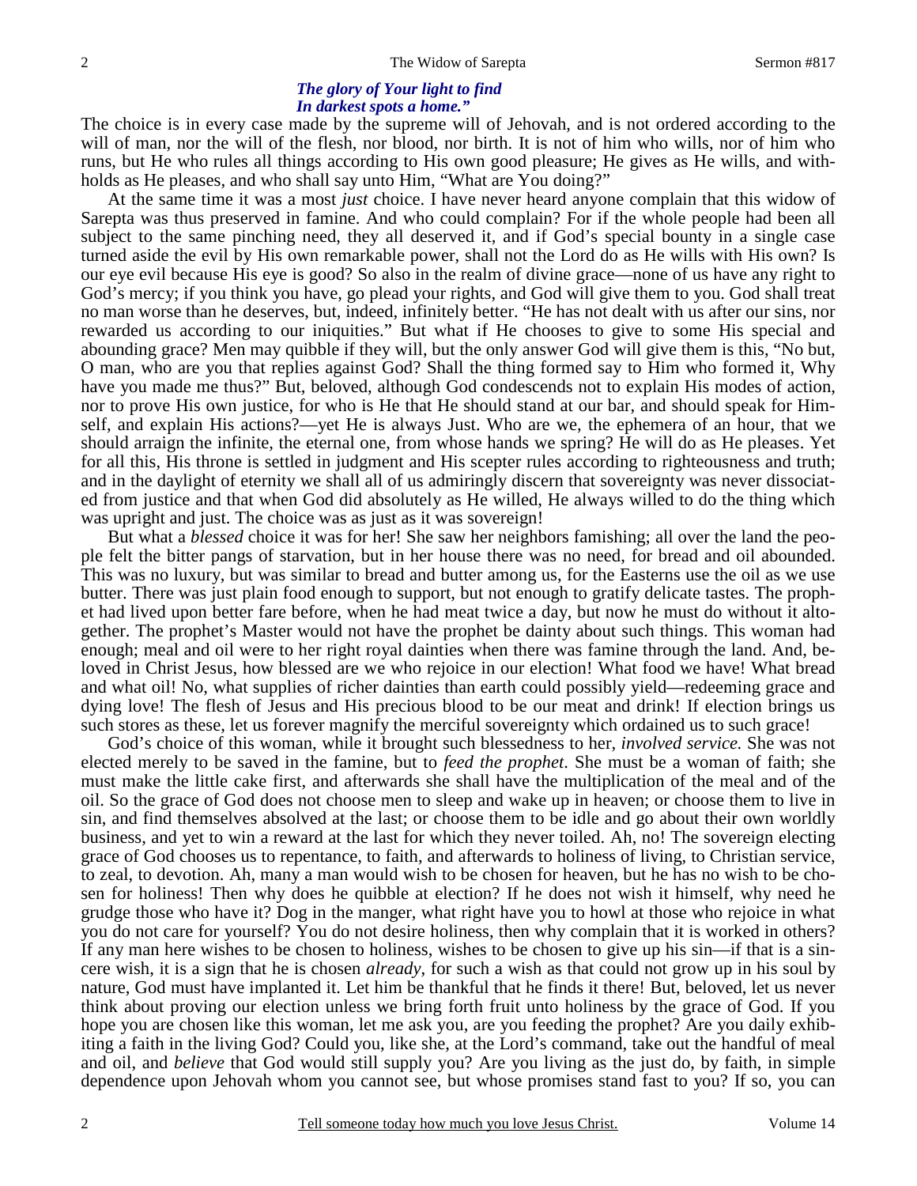*The glory of Your light to find*
*In darkest spots a home."*

The choice is in every case made by the supreme will of Jehovah, and is not ordered according to the will of man, nor the will of the flesh, nor blood, nor birth. It is not of him who wills, nor of him who runs, but He who rules all things according to His own good pleasure; He gives as He wills, and withholds as He pleases, and who shall say unto Him, "What are You doing?"

At the same time it was a most *just* choice. I have never heard anyone complain that this widow of Sarepta was thus preserved in famine. And who could complain? For if the whole people had been all subject to the same pinching need, they all deserved it, and if God's special bounty in a single case turned aside the evil by His own remarkable power, shall not the Lord do as He wills with His own? Is our eye evil because His eye is good? So also in the realm of divine grace—none of us have any right to God's mercy; if you think you have, go plead your rights, and God will give them to you. God shall treat no man worse than he deserves, but, indeed, infinitely better. "He has not dealt with us after our sins, nor rewarded us according to our iniquities." But what if He chooses to give to some His special and abounding grace? Men may quibble if they will, but the only answer God will give them is this, "No but, O man, who are you that replies against God? Shall the thing formed say to Him who formed it, Why have you made me thus?" But, beloved, although God condescends not to explain His modes of action, nor to prove His own justice, for who is He that He should stand at our bar, and should speak for Himself, and explain His actions?—yet He is always Just. Who are we, the ephemera of an hour, that we should arraign the infinite, the eternal one, from whose hands we spring? He will do as He pleases. Yet for all this, His throne is settled in judgment and His scepter rules according to righteousness and truth; and in the daylight of eternity we shall all of us admiringly discern that sovereignty was never dissociated from justice and that when God did absolutely as He willed, He always willed to do the thing which was upright and just. The choice was as just as it was sovereign!

But what a *blessed* choice it was for her! She saw her neighbors famishing; all over the land the people felt the bitter pangs of starvation, but in her house there was no need, for bread and oil abounded. This was no luxury, but was similar to bread and butter among us, for the Easterns use the oil as we use butter. There was just plain food enough to support, but not enough to gratify delicate tastes. The prophet had lived upon better fare before, when he had meat twice a day, but now he must do without it altogether. The prophet's Master would not have the prophet be dainty about such things. This woman had enough; meal and oil were to her right royal dainties when there was famine through the land. And, beloved in Christ Jesus, how blessed are we who rejoice in our election! What food we have! What bread and what oil! No, what supplies of richer dainties than earth could possibly yield—redeeming grace and dying love! The flesh of Jesus and His precious blood to be our meat and drink! If election brings us such stores as these, let us forever magnify the merciful sovereignty which ordained us to such grace!

God's choice of this woman, while it brought such blessedness to her, *involved service.* She was not elected merely to be saved in the famine, but to *feed the prophet*. She must be a woman of faith; she must make the little cake first, and afterwards she shall have the multiplication of the meal and of the oil. So the grace of God does not choose men to sleep and wake up in heaven; or choose them to live in sin, and find themselves absolved at the last; or choose them to be idle and go about their own worldly business, and yet to win a reward at the last for which they never toiled. Ah, no! The sovereign electing grace of God chooses us to repentance, to faith, and afterwards to holiness of living, to Christian service, to zeal, to devotion. Ah, many a man would wish to be chosen for heaven, but he has no wish to be chosen for holiness! Then why does he quibble at election? If he does not wish it himself, why need he grudge those who have it? Dog in the manger, what right have you to howl at those who rejoice in what you do not care for yourself? You do not desire holiness, then why complain that it is worked in others? If any man here wishes to be chosen to holiness, wishes to be chosen to give up his sin—if that is a sincere wish, it is a sign that he is chosen *already*, for such a wish as that could not grow up in his soul by nature, God must have implanted it. Let him be thankful that he finds it there! But, beloved, let us never think about proving our election unless we bring forth fruit unto holiness by the grace of God. If you hope you are chosen like this woman, let me ask you, are you feeding the prophet? Are you daily exhibiting a faith in the living God? Could you, like she, at the Lord's command, take out the handful of meal and oil, and *believe* that God would still supply you? Are you living as the just do, by faith, in simple dependence upon Jehovah whom you cannot see, but whose promises stand fast to you? If so, you can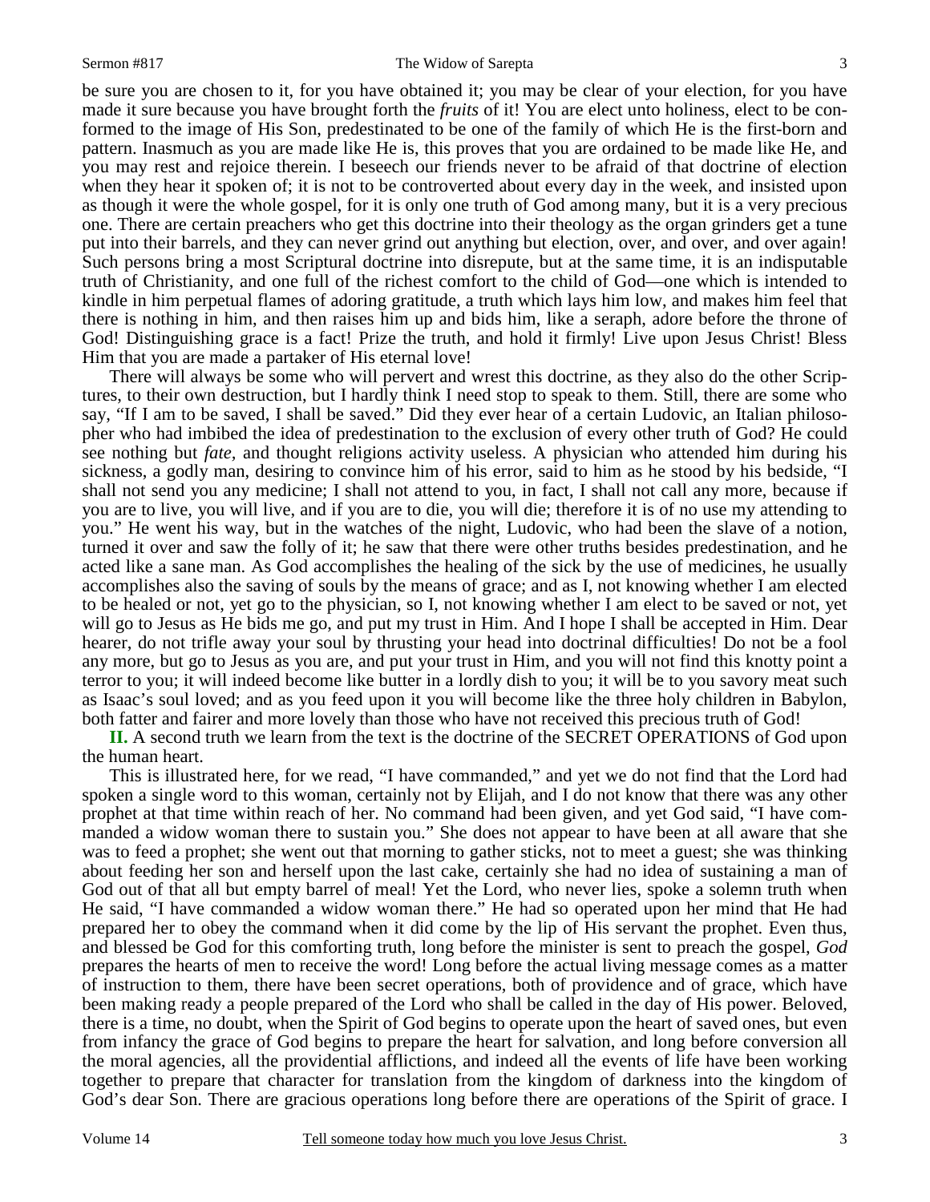be sure you are chosen to it, for you have obtained it; you may be clear of your election, for you have made it sure because you have brought forth the *fruits* of it! You are elect unto holiness, elect to be conformed to the image of His Son, predestinated to be one of the family of which He is the first-born and pattern. Inasmuch as you are made like He is, this proves that you are ordained to be made like He, and you may rest and rejoice therein. I beseech our friends never to be afraid of that doctrine of election when they hear it spoken of; it is not to be controverted about every day in the week, and insisted upon as though it were the whole gospel, for it is only one truth of God among many, but it is a very precious one. There are certain preachers who get this doctrine into their theology as the organ grinders get a tune put into their barrels, and they can never grind out anything but election, over, and over, and over again! Such persons bring a most Scriptural doctrine into disrepute, but at the same time, it is an indisputable truth of Christianity, and one full of the richest comfort to the child of God—one which is intended to kindle in him perpetual flames of adoring gratitude, a truth which lays him low, and makes him feel that there is nothing in him, and then raises him up and bids him, like a seraph, adore before the throne of God! Distinguishing grace is a fact! Prize the truth, and hold it firmly! Live upon Jesus Christ! Bless Him that you are made a partaker of His eternal love!

There will always be some who will pervert and wrest this doctrine, as they also do the other Scriptures, to their own destruction, but I hardly think I need stop to speak to them. Still, there are some who say, "If I am to be saved, I shall be saved." Did they ever hear of a certain Ludovic, an Italian philosopher who had imbibed the idea of predestination to the exclusion of every other truth of God? He could see nothing but *fate*, and thought religions activity useless. A physician who attended him during his sickness, a godly man, desiring to convince him of his error, said to him as he stood by his bedside, "I shall not send you any medicine; I shall not attend to you, in fact, I shall not call any more, because if you are to live, you will live, and if you are to die, you will die; therefore it is of no use my attending to you." He went his way, but in the watches of the night, Ludovic, who had been the slave of a notion, turned it over and saw the folly of it; he saw that there were other truths besides predestination, and he acted like a sane man. As God accomplishes the healing of the sick by the use of medicines, he usually accomplishes also the saving of souls by the means of grace; and as I, not knowing whether I am elected to be healed or not, yet go to the physician, so I, not knowing whether I am elect to be saved or not, yet will go to Jesus as He bids me go, and put my trust in Him. And I hope I shall be accepted in Him. Dear hearer, do not trifle away your soul by thrusting your head into doctrinal difficulties! Do not be a fool any more, but go to Jesus as you are, and put your trust in Him, and you will not find this knotty point a terror to you; it will indeed become like butter in a lordly dish to you; it will be to you savory meat such as Isaac's soul loved; and as you feed upon it you will become like the three holy children in Babylon, both fatter and fairer and more lovely than those who have not received this precious truth of God!

**II.** A second truth we learn from the text is the doctrine of the SECRET OPERATIONS of God upon the human heart.

This is illustrated here, for we read, "I have commanded," and yet we do not find that the Lord had spoken a single word to this woman, certainly not by Elijah, and I do not know that there was any other prophet at that time within reach of her. No command had been given, and yet God said, "I have commanded a widow woman there to sustain you." She does not appear to have been at all aware that she was to feed a prophet; she went out that morning to gather sticks, not to meet a guest; she was thinking about feeding her son and herself upon the last cake, certainly she had no idea of sustaining a man of God out of that all but empty barrel of meal! Yet the Lord, who never lies, spoke a solemn truth when He said, "I have commanded a widow woman there." He had so operated upon her mind that He had prepared her to obey the command when it did come by the lip of His servant the prophet. Even thus, and blessed be God for this comforting truth, long before the minister is sent to preach the gospel, *God* prepares the hearts of men to receive the word! Long before the actual living message comes as a matter of instruction to them, there have been secret operations, both of providence and of grace, which have been making ready a people prepared of the Lord who shall be called in the day of His power. Beloved, there is a time, no doubt, when the Spirit of God begins to operate upon the heart of saved ones, but even from infancy the grace of God begins to prepare the heart for salvation, and long before conversion all the moral agencies, all the providential afflictions, and indeed all the events of life have been working together to prepare that character for translation from the kingdom of darkness into the kingdom of God's dear Son. There are gracious operations long before there are operations of the Spirit of grace. I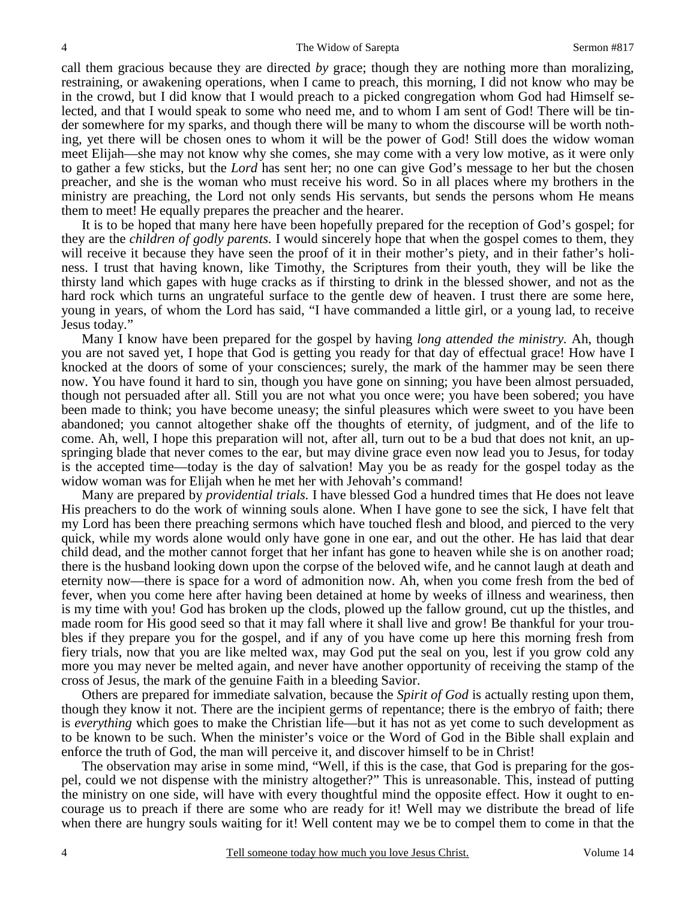call them gracious because they are directed *by* grace; though they are nothing more than moralizing, restraining, or awakening operations, when I came to preach, this morning, I did not know who may be in the crowd, but I did know that I would preach to a picked congregation whom God had Himself selected, and that I would speak to some who need me, and to whom I am sent of God! There will be tinder somewhere for my sparks, and though there will be many to whom the discourse will be worth nothing, yet there will be chosen ones to whom it will be the power of God! Still does the widow woman meet Elijah—she may not know why she comes, she may come with a very low motive, as it were only to gather a few sticks, but the *Lord* has sent her; no one can give God's message to her but the chosen preacher, and she is the woman who must receive his word. So in all places where my brothers in the ministry are preaching, the Lord not only sends His servants, but sends the persons whom He means them to meet! He equally prepares the preacher and the hearer.

It is to be hoped that many here have been hopefully prepared for the reception of God's gospel; for they are the *children of godly parents.* I would sincerely hope that when the gospel comes to them, they will receive it because they have seen the proof of it in their mother's piety, and in their father's holiness. I trust that having known, like Timothy, the Scriptures from their youth, they will be like the thirsty land which gapes with huge cracks as if thirsting to drink in the blessed shower, and not as the hard rock which turns an ungrateful surface to the gentle dew of heaven. I trust there are some here, young in years, of whom the Lord has said, "I have commanded a little girl, or a young lad, to receive Jesus today."

Many I know have been prepared for the gospel by having *long attended the ministry.* Ah, though you are not saved yet, I hope that God is getting you ready for that day of effectual grace! How have I knocked at the doors of some of your consciences; surely, the mark of the hammer may be seen there now. You have found it hard to sin, though you have gone on sinning; you have been almost persuaded, though not persuaded after all. Still you are not what you once were; you have been sobered; you have been made to think; you have become uneasy; the sinful pleasures which were sweet to you have been abandoned; you cannot altogether shake off the thoughts of eternity, of judgment, and of the life to come. Ah, well, I hope this preparation will not, after all, turn out to be a bud that does not knit, an upspringing blade that never comes to the ear, but may divine grace even now lead you to Jesus, for today is the accepted time—today is the day of salvation! May you be as ready for the gospel today as the widow woman was for Elijah when he met her with Jehovah's command!

Many are prepared by *providential trials.* I have blessed God a hundred times that He does not leave His preachers to do the work of winning souls alone. When I have gone to see the sick, I have felt that my Lord has been there preaching sermons which have touched flesh and blood, and pierced to the very quick, while my words alone would only have gone in one ear, and out the other. He has laid that dear child dead, and the mother cannot forget that her infant has gone to heaven while she is on another road; there is the husband looking down upon the corpse of the beloved wife, and he cannot laugh at death and eternity now—there is space for a word of admonition now. Ah, when you come fresh from the bed of fever, when you come here after having been detained at home by weeks of illness and weariness, then is my time with you! God has broken up the clods, plowed up the fallow ground, cut up the thistles, and made room for His good seed so that it may fall where it shall live and grow! Be thankful for your troubles if they prepare you for the gospel, and if any of you have come up here this morning fresh from fiery trials, now that you are like melted wax, may God put the seal on you, lest if you grow cold any more you may never be melted again, and never have another opportunity of receiving the stamp of the cross of Jesus, the mark of the genuine Faith in a bleeding Savior.

Others are prepared for immediate salvation, because the *Spirit of God* is actually resting upon them, though they know it not. There are the incipient germs of repentance; there is the embryo of faith; there is *everything* which goes to make the Christian life—but it has not as yet come to such development as to be known to be such. When the minister's voice or the Word of God in the Bible shall explain and enforce the truth of God, the man will perceive it, and discover himself to be in Christ!

The observation may arise in some mind, "Well, if this is the case, that God is preparing for the gospel, could we not dispense with the ministry altogether?" This is unreasonable. This, instead of putting the ministry on one side, will have with every thoughtful mind the opposite effect. How it ought to encourage us to preach if there are some who are ready for it! Well may we distribute the bread of life when there are hungry souls waiting for it! Well content may we be to compel them to come in that the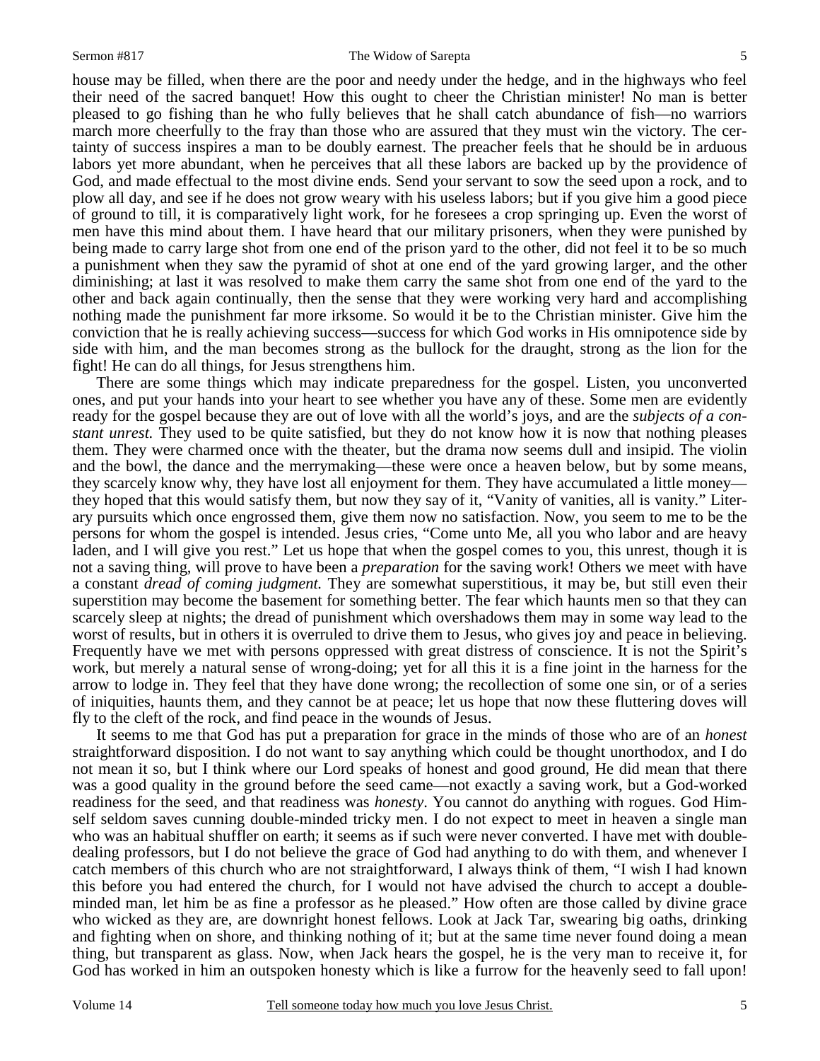house may be filled, when there are the poor and needy under the hedge, and in the highways who feel their need of the sacred banquet! How this ought to cheer the Christian minister! No man is better pleased to go fishing than he who fully believes that he shall catch abundance of fish—no warriors march more cheerfully to the fray than those who are assured that they must win the victory. The certainty of success inspires a man to be doubly earnest. The preacher feels that he should be in arduous labors yet more abundant, when he perceives that all these labors are backed up by the providence of God, and made effectual to the most divine ends. Send your servant to sow the seed upon a rock, and to plow all day, and see if he does not grow weary with his useless labors; but if you give him a good piece of ground to till, it is comparatively light work, for he foresees a crop springing up. Even the worst of men have this mind about them. I have heard that our military prisoners, when they were punished by being made to carry large shot from one end of the prison yard to the other, did not feel it to be so much a punishment when they saw the pyramid of shot at one end of the yard growing larger, and the other diminishing; at last it was resolved to make them carry the same shot from one end of the yard to the other and back again continually, then the sense that they were working very hard and accomplishing nothing made the punishment far more irksome. So would it be to the Christian minister. Give him the conviction that he is really achieving success—success for which God works in His omnipotence side by side with him, and the man becomes strong as the bullock for the draught, strong as the lion for the fight! He can do all things, for Jesus strengthens him.

There are some things which may indicate preparedness for the gospel. Listen, you unconverted ones, and put your hands into your heart to see whether you have any of these. Some men are evidently ready for the gospel because they are out of love with all the world's joys, and are the *subjects of a constant unrest.* They used to be quite satisfied, but they do not know how it is now that nothing pleases them. They were charmed once with the theater, but the drama now seems dull and insipid. The violin and the bowl, the dance and the merrymaking—these were once a heaven below, but by some means, they scarcely know why, they have lost all enjoyment for them. They have accumulated a little money—they hoped that this would satisfy them, but now they say of it, "Vanity of vanities, all is vanity." Literary pursuits which once engrossed them, give them now no satisfaction. Now, you seem to me to be the persons for whom the gospel is intended. Jesus cries, "Come unto Me, all you who labor and are heavy laden, and I will give you rest." Let us hope that when the gospel comes to you, this unrest, though it is not a saving thing, will prove to have been a *preparation* for the saving work! Others we meet with have a constant *dread of coming judgment.* They are somewhat superstitious, it may be, but still even their superstition may become the basement for something better. The fear which haunts men so that they can scarcely sleep at nights; the dread of punishment which overshadows them may in some way lead to the worst of results, but in others it is overruled to drive them to Jesus, who gives joy and peace in believing. Frequently have we met with persons oppressed with great distress of conscience. It is not the Spirit's work, but merely a natural sense of wrong-doing; yet for all this it is a fine joint in the harness for the arrow to lodge in. They feel that they have done wrong; the recollection of some one sin, or of a series of iniquities, haunts them, and they cannot be at peace; let us hope that now these fluttering doves will fly to the cleft of the rock, and find peace in the wounds of Jesus.

It seems to me that God has put a preparation for grace in the minds of those who are of an *honest* straightforward disposition. I do not want to say anything which could be thought unorthodox, and I do not mean it so, but I think where our Lord speaks of honest and good ground, He did mean that there was a good quality in the ground before the seed came—not exactly a saving work, but a God-worked readiness for the seed, and that readiness was *honesty*. You cannot do anything with rogues. God Himself seldom saves cunning double-minded tricky men. I do not expect to meet in heaven a single man who was an habitual shuffler on earth; it seems as if such were never converted. I have met with double-dealing professors, but I do not believe the grace of God had anything to do with them, and whenever I catch members of this church who are not straightforward, I always think of them, "I wish I had known this before you had entered the church, for I would not have advised the church to accept a double-minded man, let him be as fine a professor as he pleased." How often are those called by divine grace who wicked as they are, are downright honest fellows. Look at Jack Tar, swearing big oaths, drinking and fighting when on shore, and thinking nothing of it; but at the same time never found doing a mean thing, but transparent as glass. Now, when Jack hears the gospel, he is the very man to receive it, for God has worked in him an outspoken honesty which is like a furrow for the heavenly seed to fall upon!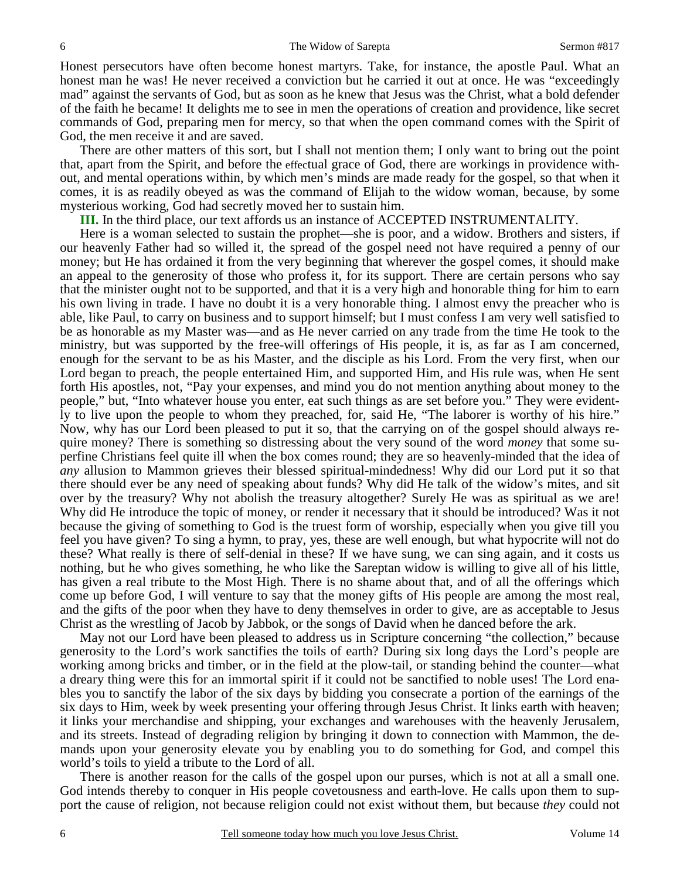Honest persecutors have often become honest martyrs. Take, for instance, the apostle Paul. What an honest man he was! He never received a conviction but he carried it out at once. He was "exceedingly mad" against the servants of God, but as soon as he knew that Jesus was the Christ, what a bold defender of the faith he became! It delights me to see in men the operations of creation and providence, like secret commands of God, preparing men for mercy, so that when the open command comes with the Spirit of God, the men receive it and are saved.

There are other matters of this sort, but I shall not mention them; I only want to bring out the point that, apart from the Spirit, and before the effectual grace of God, there are workings in providence without, and mental operations within, by which men's minds are made ready for the gospel, so that when it comes, it is as readily obeyed as was the command of Elijah to the widow woman, because, by some mysterious working, God had secretly moved her to sustain him.

**III.** In the third place, our text affords us an instance of ACCEPTED INSTRUMENTALITY.

Here is a woman selected to sustain the prophet—she is poor, and a widow. Brothers and sisters, if our heavenly Father had so willed it, the spread of the gospel need not have required a penny of our money; but He has ordained it from the very beginning that wherever the gospel comes, it should make an appeal to the generosity of those who profess it, for its support. There are certain persons who say that the minister ought not to be supported, and that it is a very high and honorable thing for him to earn his own living in trade. I have no doubt it is a very honorable thing. I almost envy the preacher who is able, like Paul, to carry on business and to support himself; but I must confess I am very well satisfied to be as honorable as my Master was—and as He never carried on any trade from the time He took to the ministry, but was supported by the free-will offerings of His people, it is, as far as I am concerned, enough for the servant to be as his Master, and the disciple as his Lord. From the very first, when our Lord began to preach, the people entertained Him, and supported Him, and His rule was, when He sent forth His apostles, not, "Pay your expenses, and mind you do not mention anything about money to the people," but, "Into whatever house you enter, eat such things as are set before you." They were evidently to live upon the people to whom they preached, for, said He, "The laborer is worthy of his hire." Now, why has our Lord been pleased to put it so, that the carrying on of the gospel should always require money? There is something so distressing about the very sound of the word *money* that some superfine Christians feel quite ill when the box comes round; they are so heavenly-minded that the idea of *any* allusion to Mammon grieves their blessed spiritual-mindedness! Why did our Lord put it so that there should ever be any need of speaking about funds? Why did He talk of the widow's mites, and sit over by the treasury? Why not abolish the treasury altogether? Surely He was as spiritual as we are! Why did He introduce the topic of money, or render it necessary that it should be introduced? Was it not because the giving of something to God is the truest form of worship, especially when you give till you feel you have given? To sing a hymn, to pray, yes, these are well enough, but what hypocrite will not do these? What really is there of self-denial in these? If we have sung, we can sing again, and it costs us nothing, but he who gives something, he who like the Sareptan widow is willing to give all of his little, has given a real tribute to the Most High. There is no shame about that, and of all the offerings which come up before God, I will venture to say that the money gifts of His people are among the most real, and the gifts of the poor when they have to deny themselves in order to give, are as acceptable to Jesus Christ as the wrestling of Jacob by Jabbok, or the songs of David when he danced before the ark.

May not our Lord have been pleased to address us in Scripture concerning "the collection," because generosity to the Lord's work sanctifies the toils of earth? During six long days the Lord's people are working among bricks and timber, or in the field at the plow-tail, or standing behind the counter—what a dreary thing were this for an immortal spirit if it could not be sanctified to noble uses! The Lord enables you to sanctify the labor of the six days by bidding you consecrate a portion of the earnings of the six days to Him, week by week presenting your offering through Jesus Christ. It links earth with heaven; it links your merchandise and shipping, your exchanges and warehouses with the heavenly Jerusalem, and its streets. Instead of degrading religion by bringing it down to connection with Mammon, the demands upon your generosity elevate you by enabling you to do something for God, and compel this world's toils to yield a tribute to the Lord of all.

There is another reason for the calls of the gospel upon our purses, which is not at all a small one. God intends thereby to conquer in His people covetousness and earth-love. He calls upon them to support the cause of religion, not because religion could not exist without them, but because *they* could not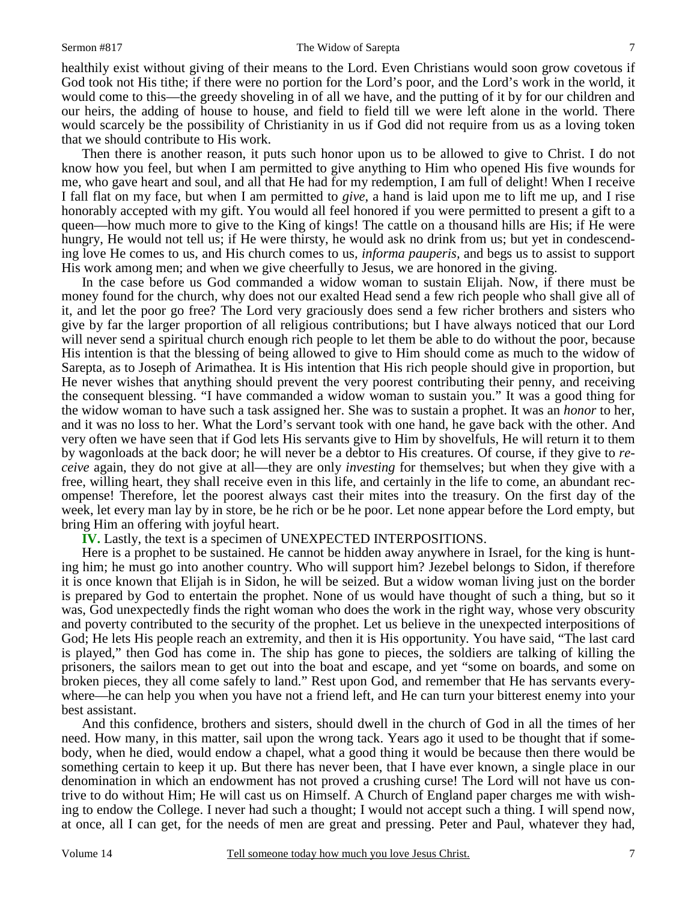healthily exist without giving of their means to the Lord. Even Christians would soon grow covetous if God took not His tithe; if there were no portion for the Lord's poor, and the Lord's work in the world, it would come to this—the greedy shoveling in of all we have, and the putting of it by for our children and our heirs, the adding of house to house, and field to field till we were left alone in the world. There would scarcely be the possibility of Christianity in us if God did not require from us as a loving token that we should contribute to His work.

Then there is another reason, it puts such honor upon us to be allowed to give to Christ. I do not know how you feel, but when I am permitted to give anything to Him who opened His five wounds for me, who gave heart and soul, and all that He had for my redemption, I am full of delight! When I receive I fall flat on my face, but when I am permitted to *give*, a hand is laid upon me to lift me up, and I rise honorably accepted with my gift. You would all feel honored if you were permitted to present a gift to a queen—how much more to give to the King of kings! The cattle on a thousand hills are His; if He were hungry, He would not tell us; if He were thirsty, he would ask no drink from us; but yet in condescending love He comes to us, and His church comes to us, *informa pauperis*, and begs us to assist to support His work among men; and when we give cheerfully to Jesus, we are honored in the giving.

In the case before us God commanded a widow woman to sustain Elijah. Now, if there must be money found for the church, why does not our exalted Head send a few rich people who shall give all of it, and let the poor go free? The Lord very graciously does send a few richer brothers and sisters who give by far the larger proportion of all religious contributions; but I have always noticed that our Lord will never send a spiritual church enough rich people to let them be able to do without the poor, because His intention is that the blessing of being allowed to give to Him should come as much to the widow of Sarepta, as to Joseph of Arimathea. It is His intention that His rich people should give in proportion, but He never wishes that anything should prevent the very poorest contributing their penny, and receiving the consequent blessing. "I have commanded a widow woman to sustain you." It was a good thing for the widow woman to have such a task assigned her. She was to sustain a prophet. It was an *honor* to her, and it was no loss to her. What the Lord's servant took with one hand, he gave back with the other. And very often we have seen that if God lets His servants give to Him by shovelfuls, He will return it to them by wagonloads at the back door; he will never be a debtor to His creatures. Of course, if they give to *receive* again, they do not give at all—they are only *investing* for themselves; but when they give with a free, willing heart, they shall receive even in this life, and certainly in the life to come, an abundant recompense! Therefore, let the poorest always cast their mites into the treasury. On the first day of the week, let every man lay by in store, be he rich or be he poor. Let none appear before the Lord empty, but bring Him an offering with joyful heart.

**IV.** Lastly, the text is a specimen of UNEXPECTED INTERPOSITIONS.

Here is a prophet to be sustained. He cannot be hidden away anywhere in Israel, for the king is hunting him; he must go into another country. Who will support him? Jezebel belongs to Sidon, if therefore it is once known that Elijah is in Sidon, he will be seized. But a widow woman living just on the border is prepared by God to entertain the prophet. None of us would have thought of such a thing, but so it was, God unexpectedly finds the right woman who does the work in the right way, whose very obscurity and poverty contributed to the security of the prophet. Let us believe in the unexpected interpositions of God; He lets His people reach an extremity, and then it is His opportunity. You have said, "The last card is played," then God has come in. The ship has gone to pieces, the soldiers are talking of killing the prisoners, the sailors mean to get out into the boat and escape, and yet "some on boards, and some on broken pieces, they all come safely to land." Rest upon God, and remember that He has servants everywhere—he can help you when you have not a friend left, and He can turn your bitterest enemy into your best assistant.

And this confidence, brothers and sisters, should dwell in the church of God in all the times of her need. How many, in this matter, sail upon the wrong tack. Years ago it used to be thought that if somebody, when he died, would endow a chapel, what a good thing it would be because then there would be something certain to keep it up. But there has never been, that I have ever known, a single place in our denomination in which an endowment has not proved a crushing curse! The Lord will not have us contrive to do without Him; He will cast us on Himself. A Church of England paper charges me with wishing to endow the College. I never had such a thought; I would not accept such a thing. I will spend now, at once, all I can get, for the needs of men are great and pressing. Peter and Paul, whatever they had,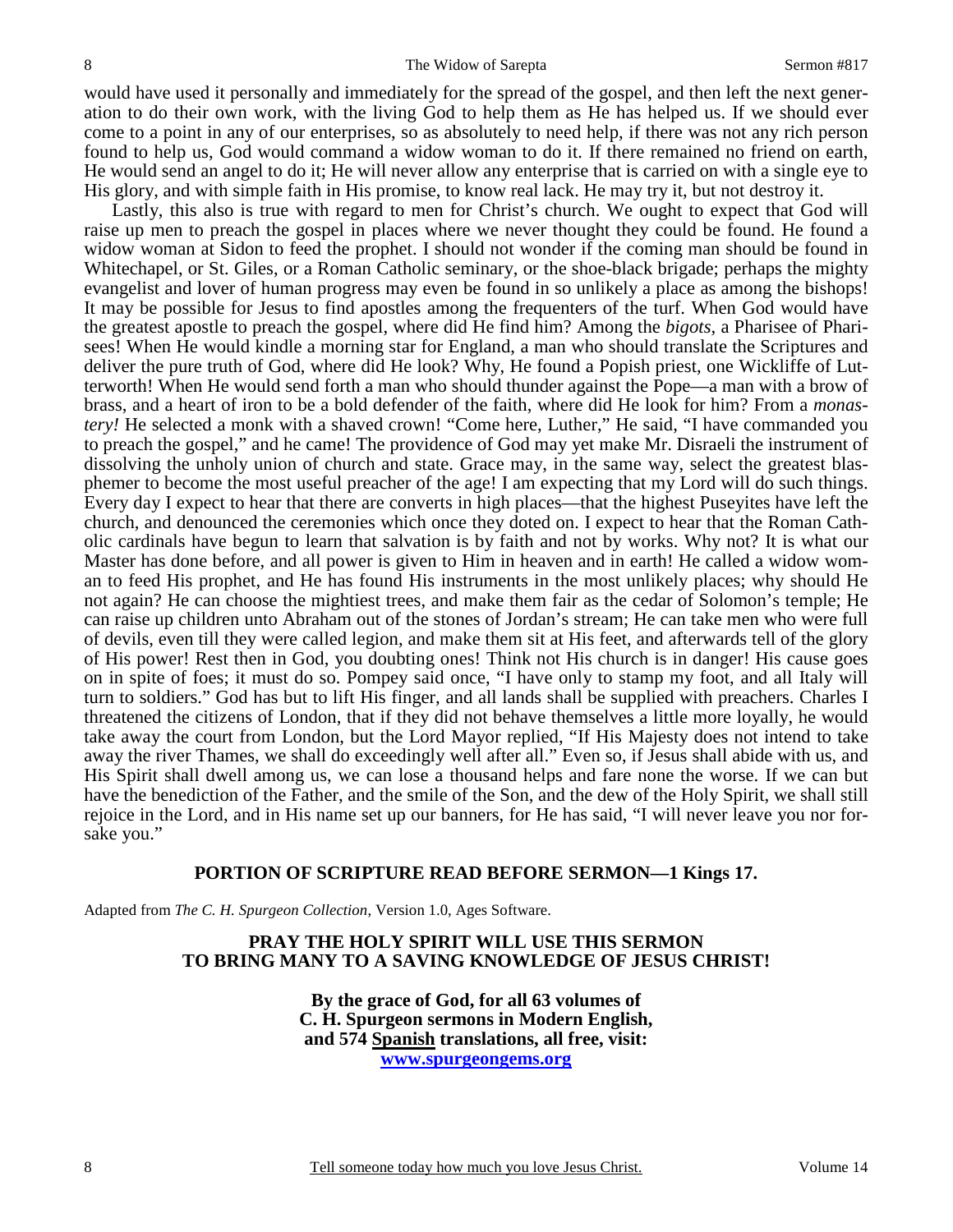would have used it personally and immediately for the spread of the gospel, and then left the next generation to do their own work, with the living God to help them as He has helped us. If we should ever come to a point in any of our enterprises, so as absolutely to need help, if there was not any rich person found to help us, God would command a widow woman to do it. If there remained no friend on earth, He would send an angel to do it; He will never allow any enterprise that is carried on with a single eye to His glory, and with simple faith in His promise, to know real lack. He may try it, but not destroy it.

Lastly, this also is true with regard to men for Christ's church. We ought to expect that God will raise up men to preach the gospel in places where we never thought they could be found. He found a widow woman at Sidon to feed the prophet. I should not wonder if the coming man should be found in Whitechapel, or St. Giles, or a Roman Catholic seminary, or the shoe-black brigade; perhaps the mighty evangelist and lover of human progress may even be found in so unlikely a place as among the bishops! It may be possible for Jesus to find apostles among the frequenters of the turf. When God would have the greatest apostle to preach the gospel, where did He find him? Among the *bigots*, a Pharisee of Pharisees! When He would kindle a morning star for England, a man who should translate the Scriptures and deliver the pure truth of God, where did He look? Why, He found a Popish priest, one Wickliffe of Lutterworth! When He would send forth a man who should thunder against the Pope—a man with a brow of brass, and a heart of iron to be a bold defender of the faith, where did He look for him? From a *monastery!* He selected a monk with a shaved crown! "Come here, Luther," He said, "I have commanded you to preach the gospel," and he came! The providence of God may yet make Mr. Disraeli the instrument of dissolving the unholy union of church and state. Grace may, in the same way, select the greatest blasphemer to become the most useful preacher of the age! I am expecting that my Lord will do such things. Every day I expect to hear that there are converts in high places—that the highest Puseyites have left the church, and denounced the ceremonies which once they doted on. I expect to hear that the Roman Catholic cardinals have begun to learn that salvation is by faith and not by works. Why not? It is what our Master has done before, and all power is given to Him in heaven and in earth! He called a widow woman to feed His prophet, and He has found His instruments in the most unlikely places; why should He not again? He can choose the mightiest trees, and make them fair as the cedar of Solomon's temple; He can raise up children unto Abraham out of the stones of Jordan's stream; He can take men who were full of devils, even till they were called legion, and make them sit at His feet, and afterwards tell of the glory of His power! Rest then in God, you doubting ones! Think not His church is in danger! His cause goes on in spite of foes; it must do so. Pompey said once, "I have only to stamp my foot, and all Italy will turn to soldiers." God has but to lift His finger, and all lands shall be supplied with preachers. Charles I threatened the citizens of London, that if they did not behave themselves a little more loyally, he would take away the court from London, but the Lord Mayor replied, "If His Majesty does not intend to take away the river Thames, we shall do exceedingly well after all." Even so, if Jesus shall abide with us, and His Spirit shall dwell among us, we can lose a thousand helps and fare none the worse. If we can but have the benediction of the Father, and the smile of the Son, and the dew of the Holy Spirit, we shall still rejoice in the Lord, and in His name set up our banners, for He has said, "I will never leave you nor forsake you."

**PORTION OF SCRIPTURE READ BEFORE SERMON—1 Kings 17.**

Adapted from *The C. H. Spurgeon Collection,* Version 1.0, Ages Software.

**PRAY THE HOLY SPIRIT WILL USE THIS SERMON TO BRING MANY TO A SAVING KNOWLEDGE OF JESUS CHRIST!**

**By the grace of God, for all 63 volumes of C. H. Spurgeon sermons in Modern English, and 574 Spanish translations, all free, visit: www.spurgeongems.org**